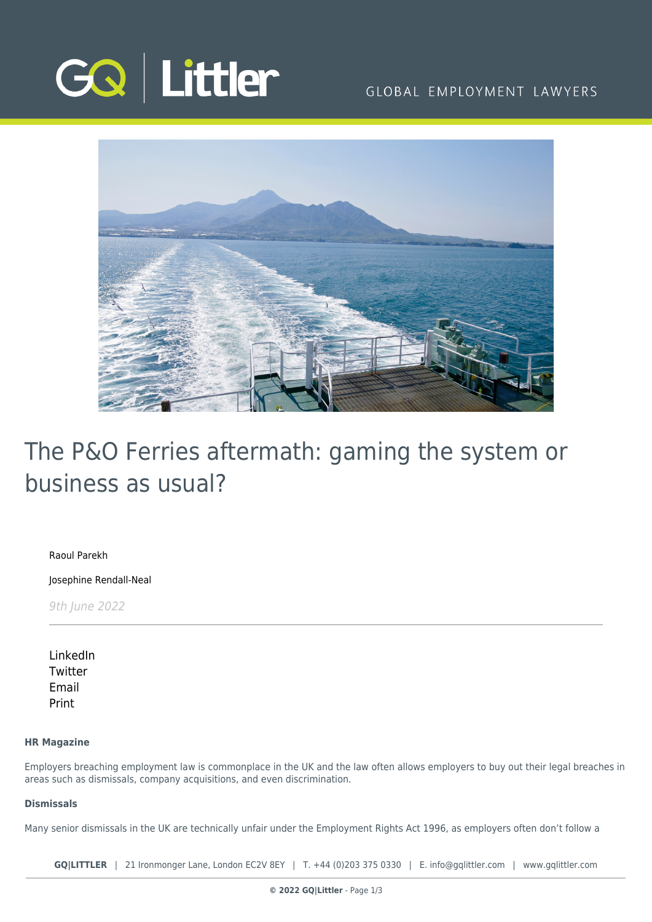# The P&O Ferries aftermath: gaming the system or business as usual?

Raoul Parekh

Josephine Rendall-Neal

*9th June 2022*

LinkedIn
Twitter
Email
Print

**HR Magazine**

Employers breaching employment law is commonplace in the UK and the law often allows employers to buy out their legal breaches in areas such as dismissals, company acquisitions, and even discrimination.

**Dismissals**

Many senior dismissals in the UK are technically unfair under the Employment Rights Act 1996, as employers often don't follow a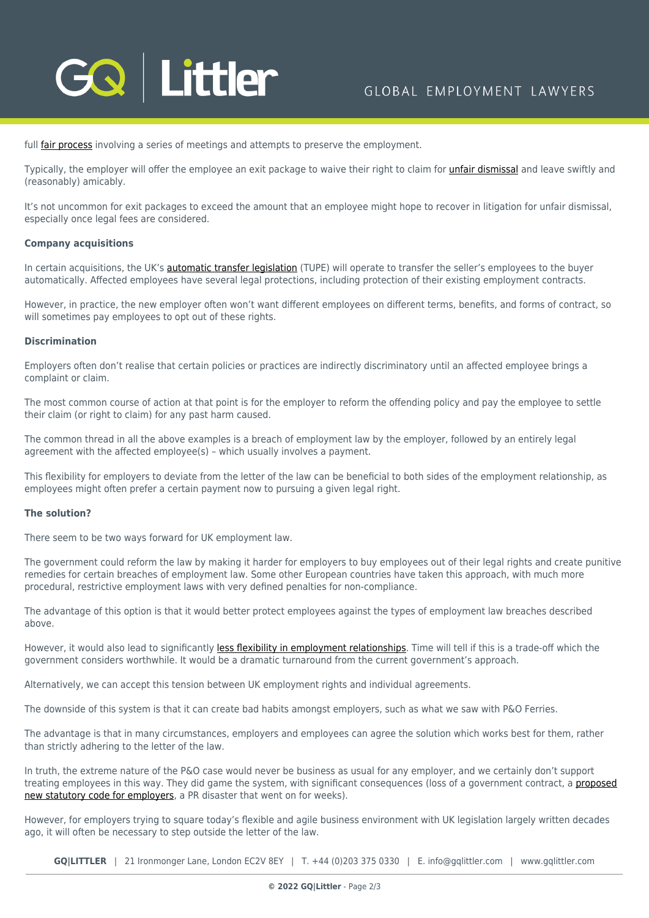full fair process involving a series of meetings and attempts to preserve the employment.

Typically, the employer will offer the employee an exit package to waive their right to claim for unfair dismissal and leave swiftly and (reasonably) amicably.

It's not uncommon for exit packages to exceed the amount that an employee might hope to recover in litigation for unfair dismissal, especially once legal fees are considered.

**Company acquisitions**

In certain acquisitions, the UK's automatic transfer legislation (TUPE) will operate to transfer the seller's employees to the buyer automatically. Affected employees have several legal protections, including protection of their existing employment contracts.

However, in practice, the new employer often won't want different employees on different terms, benefits, and forms of contract, so will sometimes pay employees to opt out of these rights.

**Discrimination**

Employers often don't realise that certain policies or practices are indirectly discriminatory until an affected employee brings a complaint or claim.

The most common course of action at that point is for the employer to reform the offending policy and pay the employee to settle their claim (or right to claim) for any past harm caused.

The common thread in all the above examples is a breach of employment law by the employer, followed by an entirely legal agreement with the affected employee(s) – which usually involves a payment.

This flexibility for employers to deviate from the letter of the law can be beneficial to both sides of the employment relationship, as employees might often prefer a certain payment now to pursuing a given legal right.

**The solution?**

There seem to be two ways forward for UK employment law.

The government could reform the law by making it harder for employers to buy employees out of their legal rights and create punitive remedies for certain breaches of employment law. Some other European countries have taken this approach, with much more procedural, restrictive employment laws with very defined penalties for non-compliance.

The advantage of this option is that it would better protect employees against the types of employment law breaches described above.

However, it would also lead to significantly less flexibility in employment relationships. Time will tell if this is a trade-off which the government considers worthwhile. It would be a dramatic turnaround from the current government's approach.

Alternatively, we can accept this tension between UK employment rights and individual agreements.

The downside of this system is that it can create bad habits amongst employers, such as what we saw with P&O Ferries.

The advantage is that in many circumstances, employers and employees can agree the solution which works best for them, rather than strictly adhering to the letter of the law.

In truth, the extreme nature of the P&O case would never be business as usual for any employer, and we certainly don't support treating employees in this way. They did game the system, with significant consequences (loss of a government contract, a proposed new statutory code for employers, a PR disaster that went on for weeks).

However, for employers trying to square today's flexible and agile business environment with UK legislation largely written decades ago, it will often be necessary to step outside the letter of the law.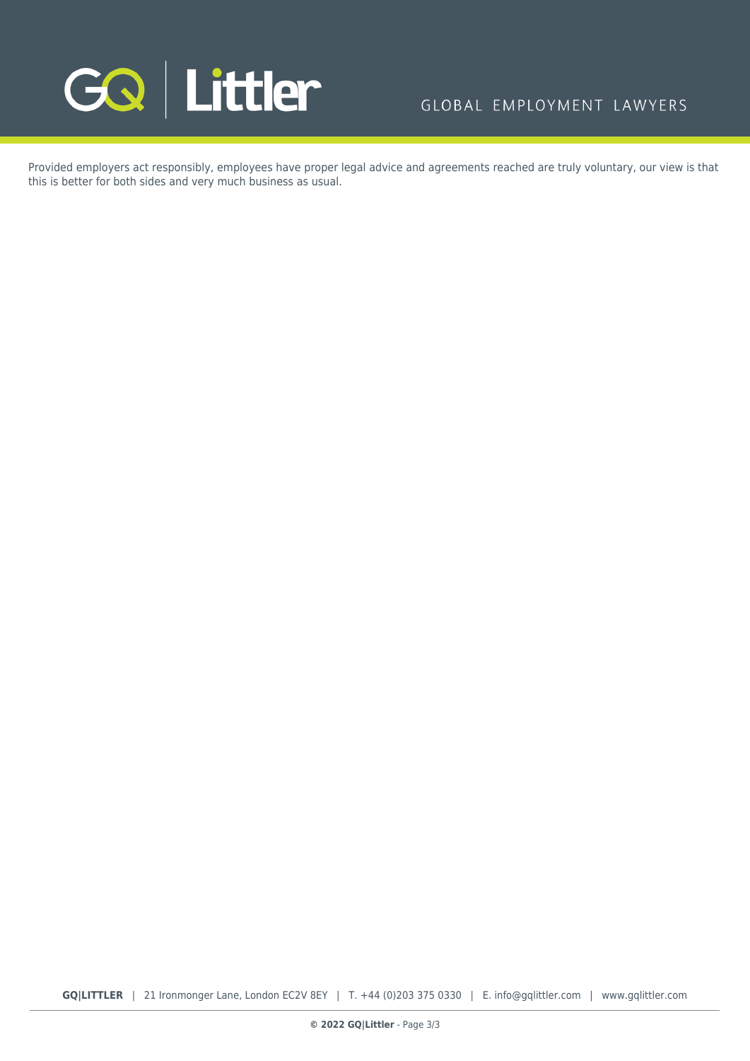Provided employers act responsibly, employees have proper legal advice and agreements reached are truly voluntary, our view is that this is better for both sides and very much business as usual.